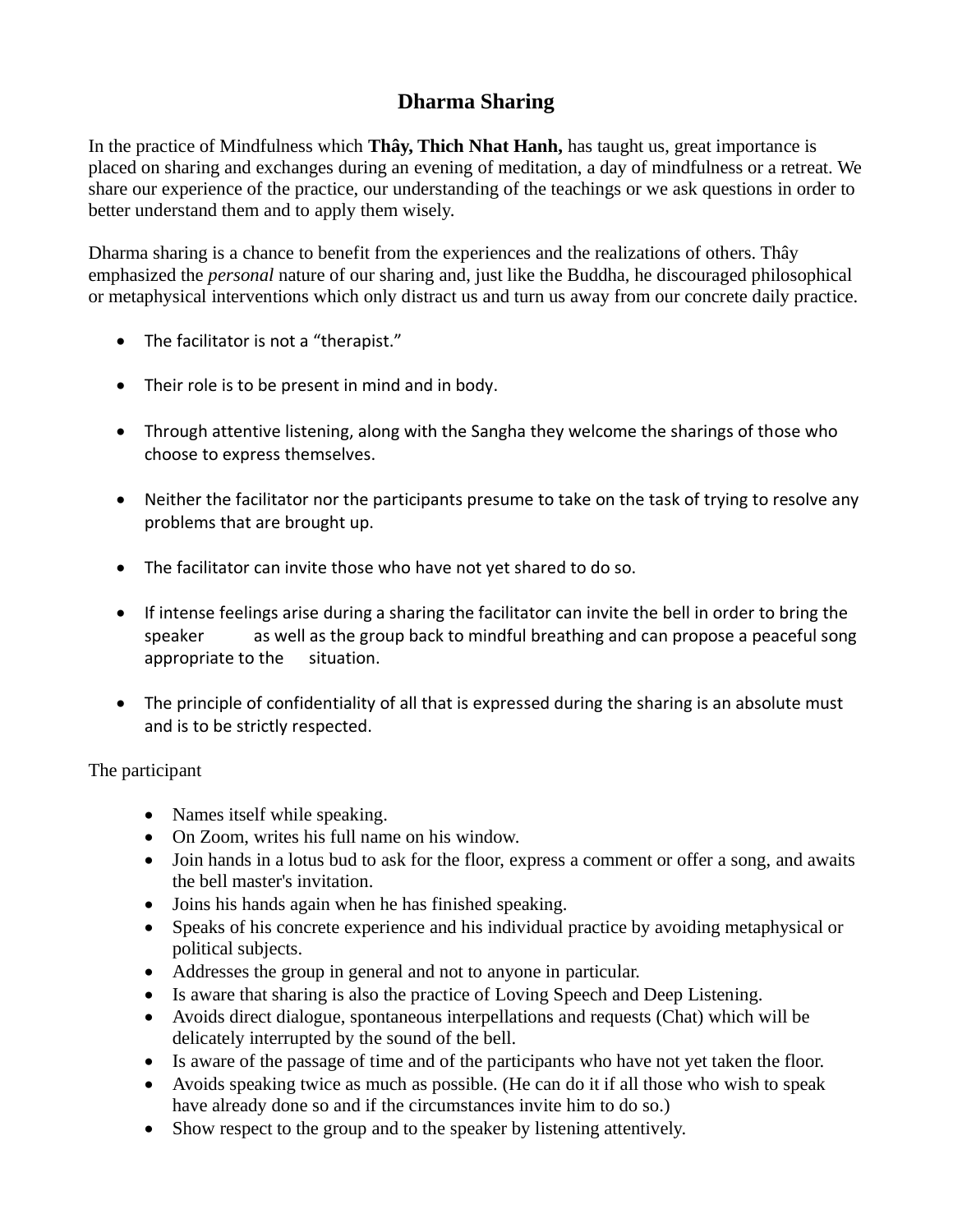# Dharma Sharing

In the practice of Mindfulness which **Thây, Thich Nhat Hanh,** has taught us, great importance is placed on sharing and exchanges during an evening of meditation, a day of mindfulness or a retreat. We share our experience of the practice, our understanding of the teachings or we ask questions in order to better understand them and to apply them wisely.

Dharma sharing is a chance to benefit from the experiences and the realizations of others. Thây emphasized the *personal* nature of our sharing and, just like the Buddha, he discouraged philosophical or metaphysical interventions which only distract us and turn us away from our concrete daily practice.

- The facilitator is not a "therapist."
- Their role is to be present in mind and in body.
- Through attentive listening, along with the Sangha they welcome the sharings of those who choose to express themselves.
- Neither the facilitator nor the participants presume to take on the task of trying to resolve any problems that are brought up.
- The facilitator can invite those who have not yet shared to do so.
- If intense feelings arise during a sharing the facilitator can invite the bell in order to bring the speaker as well as the group back to mindful breathing and can propose a peaceful song appropriate to the situation.
- The principle of confidentiality of all that is expressed during the sharing is an absolute must and is to be strictly respected.

The participant

- Names itself while speaking.
- On Zoom, writes his full name on his window.
- Join hands in a lotus bud to ask for the floor, express a comment or offer a song, and awaits the bell master's invitation.
- Joins his hands again when he has finished speaking.
- Speaks of his concrete experience and his individual practice by avoiding metaphysical or political subjects.
- Addresses the group in general and not to anyone in particular.
- Is aware that sharing is also the practice of Loving Speech and Deep Listening.
- Avoids direct dialogue, spontaneous interpellations and requests (Chat) which will be delicately interrupted by the sound of the bell.
- Is aware of the passage of time and of the participants who have not yet taken the floor.
- Avoids speaking twice as much as possible. (He can do it if all those who wish to speak have already done so and if the circumstances invite him to do so.)
- Show respect to the group and to the speaker by listening attentively.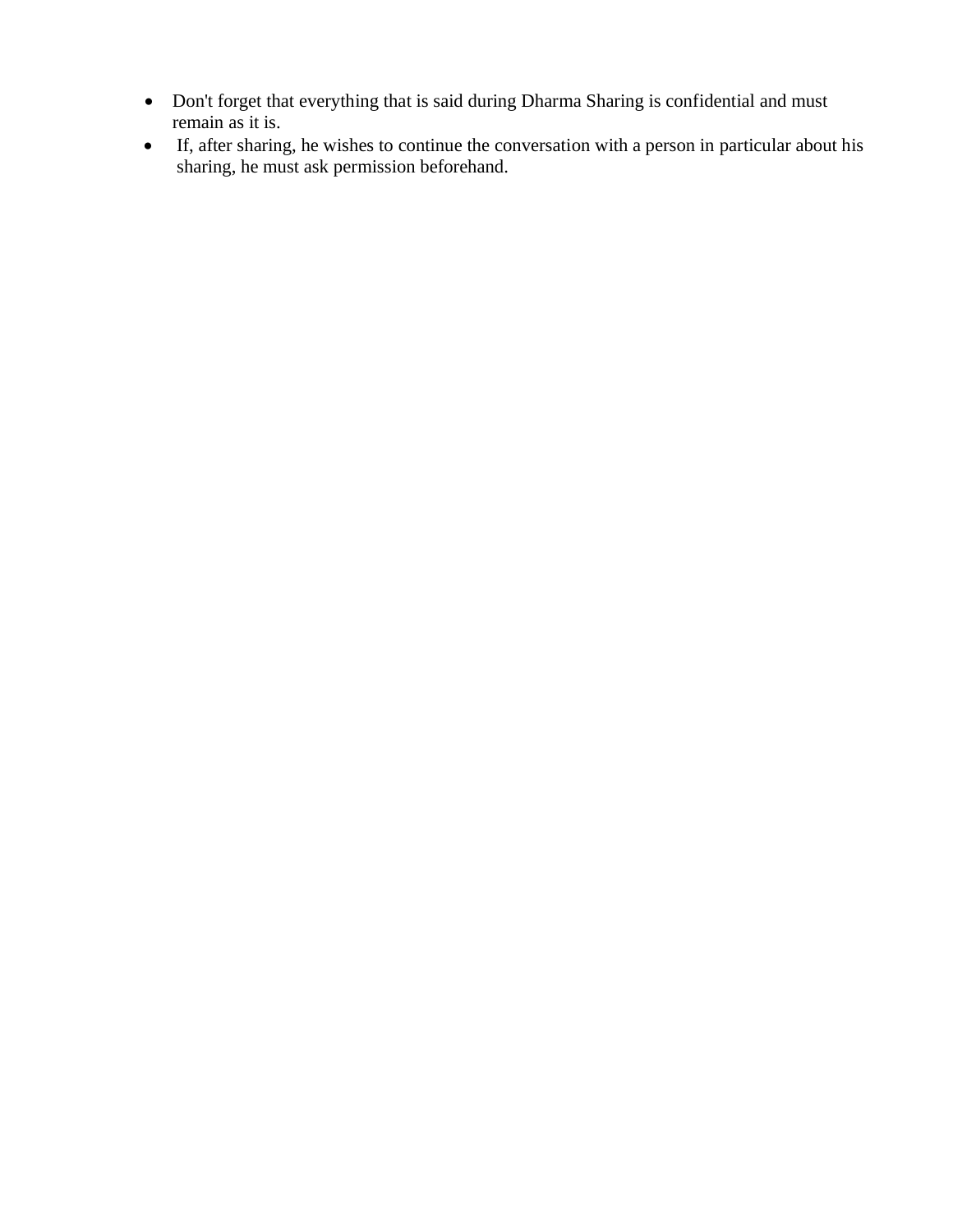- Don't forget that everything that is said during Dharma Sharing is confidential and must remain as it is.
- If, after sharing, he wishes to continue the conversation with a person in particular about his sharing, he must ask permission beforehand.